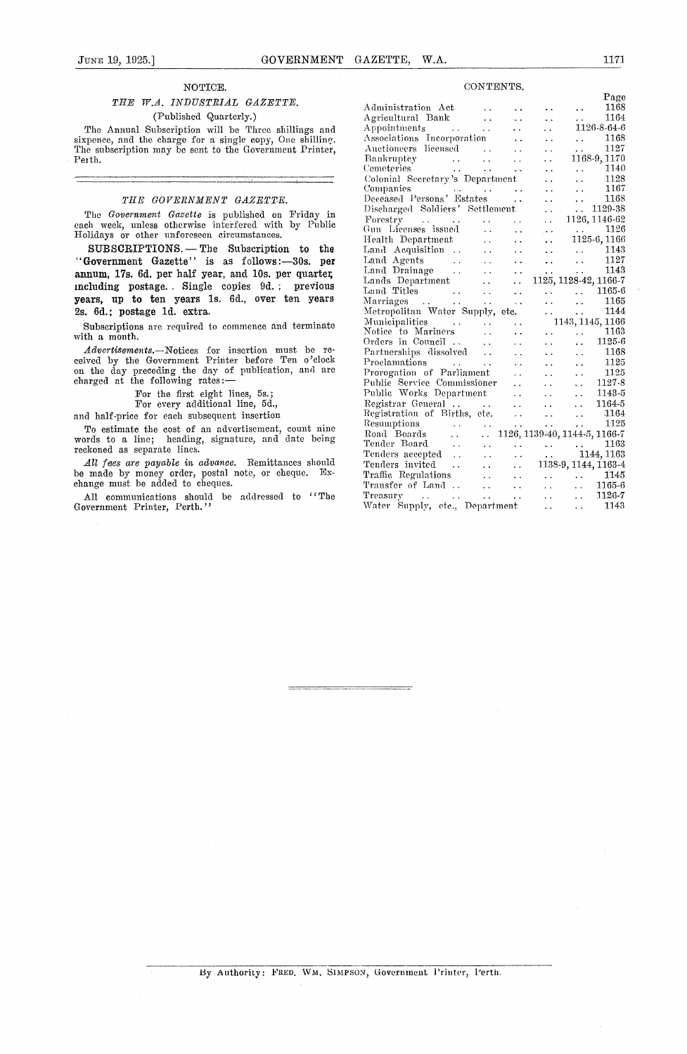## NOTICE.

### *THE W.A. INDUSTRIAL GAZETTE.*

(Published Quarterly.)

The Annual Subscription will be Three shillings and sixpence, and the charge for a single copy, One shilling. The subscription may be sent to the Government Printer, Perth.

### *THE GOVERNMENT GAZETTE.*

The *Government Gazette* is published on Friday in each week, unless otherwise interfered with by Public Holidays or other unforeseen circumstances.

**SUBSCRIPTIONS. — The Subscription to the "Government Gazette" is as follows:—30s. per annum, 17s. 6d. per half year, and 10s. per quarter, including postage. Single copies 9d.; previous years, up to ten years 1s. 6d., over ten years 2s. 6d.; postage 1d. extra.**

Subscriptions are required to commence and terminate with a month.

*Advertisements.*—Notices for insertion must be received by the Government Printer before Ten o'clock on the day preceding the day of publication, and are charged at the following rates:—

For the first eight lines, 5s.;
For every additional line, 5d.,

and half-price for each subsequent insertion

To estimate the cost of an advertisement, count nine words to a line; heading, signature, and date being reckoned as separate lines.

*All fees are payable in advance.* Remittances should be made by money order, postal note, or cheque. Exchange must be added to cheques.

All communications should be addressed to "The Government Printer, Perth."

## CONTENTS.

| | Page |
|---|---|
| Administration Act | 1168 |
| Agricultural Bank | 1164 |
| Appointments | 1126-8-64-6 |
| Associations Incorporation | 1168 |
| Auctioneers licensed | 1127 |
| Bankruptcy | 1168-9, 1170 |
| Cemeteries | 1140 |
| Colonial Secretary's Department | 1128 |
| Companies | 1167 |
| Deceased Persons' Estates | 1168 |
| Discharged Soldiers' Settlement | 1129-38 |
| Forestry | 1126, 1146-62 |
| Gun Licenses issued | 1126 |
| Health Department | 1125-6, 1166 |
| Land Acquisition | 1143 |
| Land Agents | 1127 |
| Land Drainage | 1143 |
| Lands Department | 1125, 1128-42, 1166-7 |
| Land Titles | 1165-6 |
| Marriages | 1165 |
| Metropolitan Water Supply, etc. | 1144 |
| Municipalities | 1143, 1145, 1166 |
| Notice to Mariners | 1163 |
| Orders in Council | 1125-6 |
| Partnerships dissolved | 1168 |
| Proclamations | 1125 |
| Prorogation of Parliament | 1125 |
| Public Service Commissioner | 1127-8 |
| Public Works Department | 1143-5 |
| Registrar General | 1164-5 |
| Registration of Births, etc. | 1164 |
| Resumptions | 1125 |
| Road Boards | 1126, 1139-40, 1144-5, 1166-7 |
| Tender Board | 1163 |
| Tenders accepted | 1144, 1163 |
| Tenders invited | 1138-9, 1144, 1163-4 |
| Traffic Regulations | 1145 |
| Transfer of Land | 1165-6 |
| Treasury | 1126-7 |
| Water Supply, etc., Department | 1143 |

By Authority: FRED. WM. SIMPSON, Government Printer, Perth.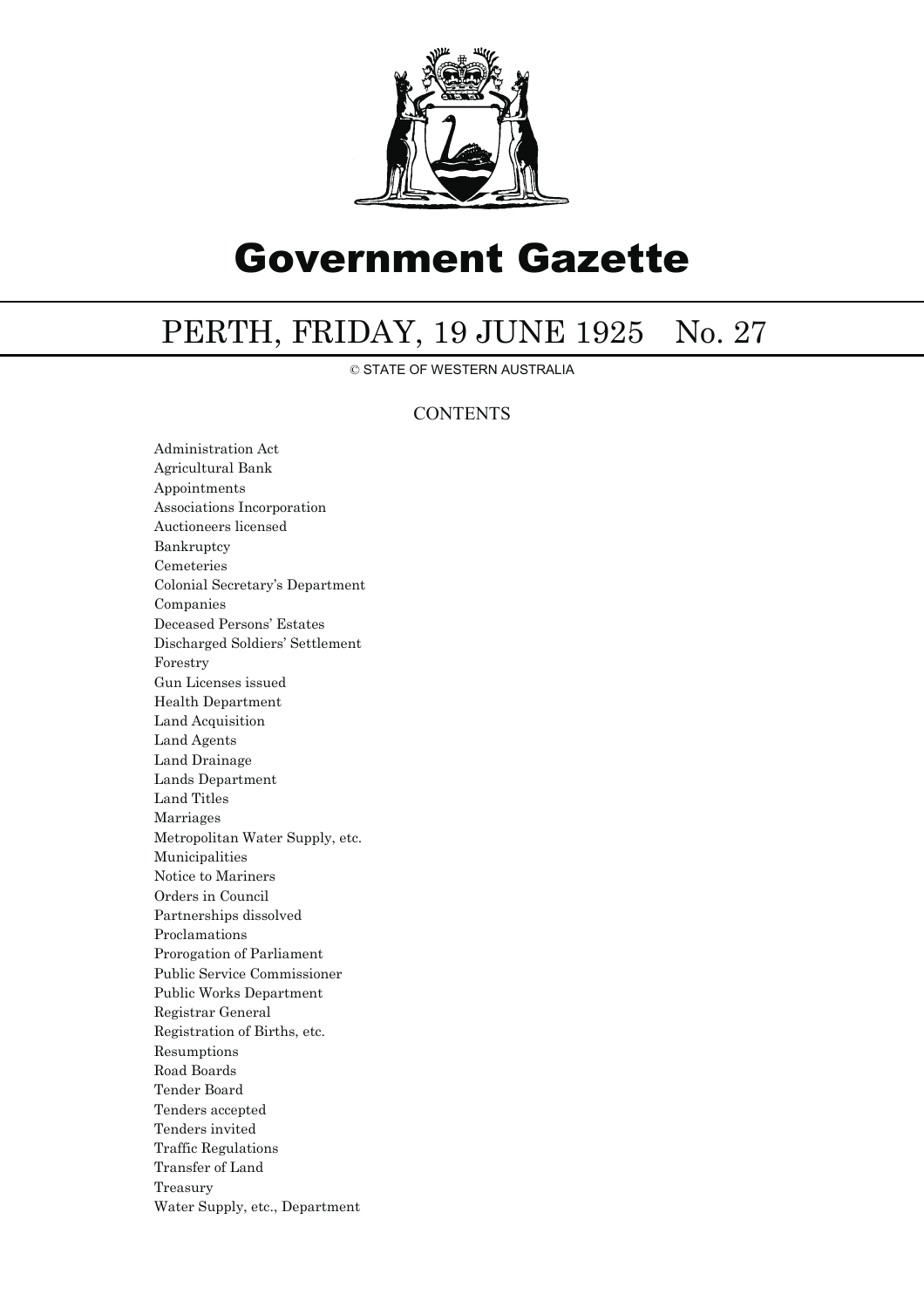# Government Gazette

## PERTH, FRIDAY, 19 JUNE 1925 No. 27

© STATE OF WESTERN AUSTRALIA

### CONTENTS

Administration Act
Agricultural Bank
Appointments
Associations Incorporation
Auctioneers licensed
Bankruptcy
Cemeteries
Colonial Secretary's Department
Companies
Deceased Persons' Estates
Discharged Soldiers' Settlement
Forestry
Gun Licenses issued
Health Department
Land Acquisition
Land Agents
Land Drainage
Lands Department
Land Titles
Marriages
Metropolitan Water Supply, etc.
Municipalities
Notice to Mariners
Orders in Council
Partnerships dissolved
Proclamations
Prorogation of Parliament
Public Service Commissioner
Public Works Department
Registrar General
Registration of Births, etc.
Resumptions
Road Boards
Tender Board
Tenders accepted
Tenders invited
Traffic Regulations
Transfer of Land
Treasury
Water Supply, etc., Department